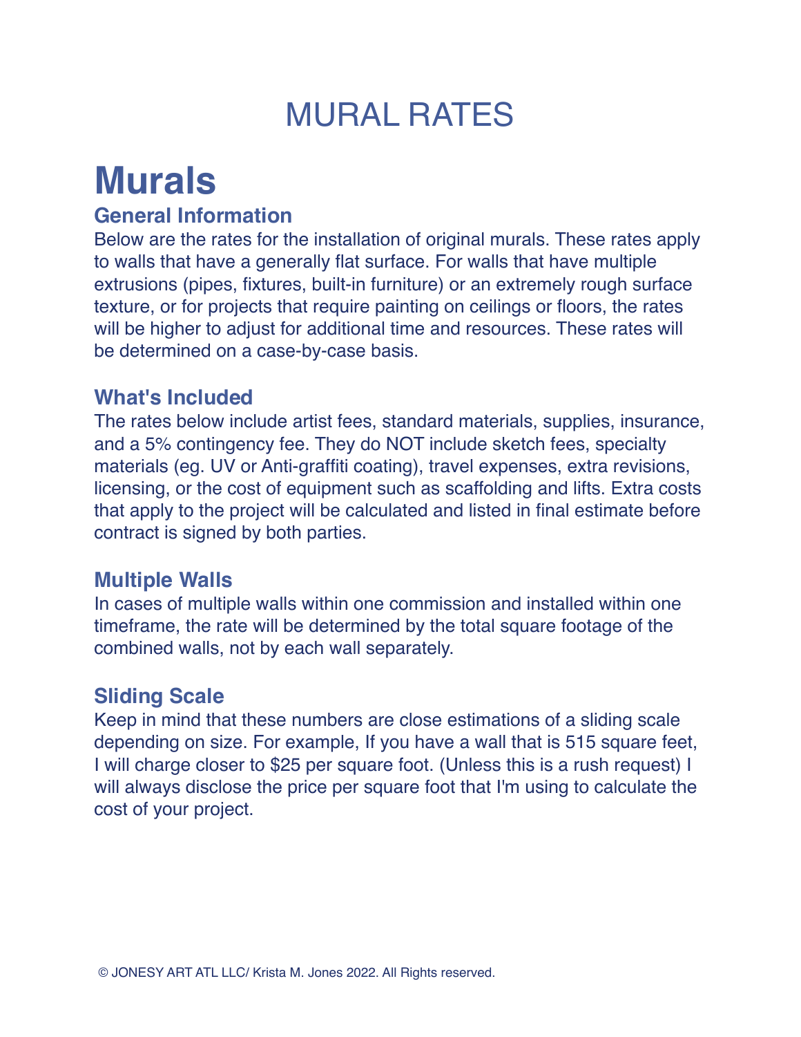# MURAL RATES

# Murals

### General Information

Below are the rates for the installation of original murals. These rates apply to walls that have a generally flat surface. For walls that have multiple extrusions (pipes, fixtures, built-in furniture) or an extremely rough surface texture, or for projects that require painting on ceilings or floors, the rates will be higher to adjust for additional time and resources. These rates will be determined on a case-by-case basis.

### What's Included

The rates below include artist fees, standard materials, supplies, insurance, and a 5% contingency fee. They do NOT include sketch fees, specialty materials (eg. UV or Anti-graffiti coating), travel expenses, extra revisions, licensing, or the cost of equipment such as scaffolding and lifts. Extra costs that apply to the project will be calculated and listed in final estimate before contract is signed by both parties.

### Multiple Walls

In cases of multiple walls within one commission and installed within one timeframe, the rate will be determined by the total square footage of the combined walls, not by each wall separately.

### Sliding Scale

Keep in mind that these numbers are close estimations of a sliding scale depending on size. For example, If you have a wall that is 515 square feet, I will charge closer to $25 per square foot. (Unless this is a rush request) I will always disclose the price per square foot that I'm using to calculate the cost of your project.

© JONESY ART ATL LLC/ Krista M. Jones 2022. All Rights reserved.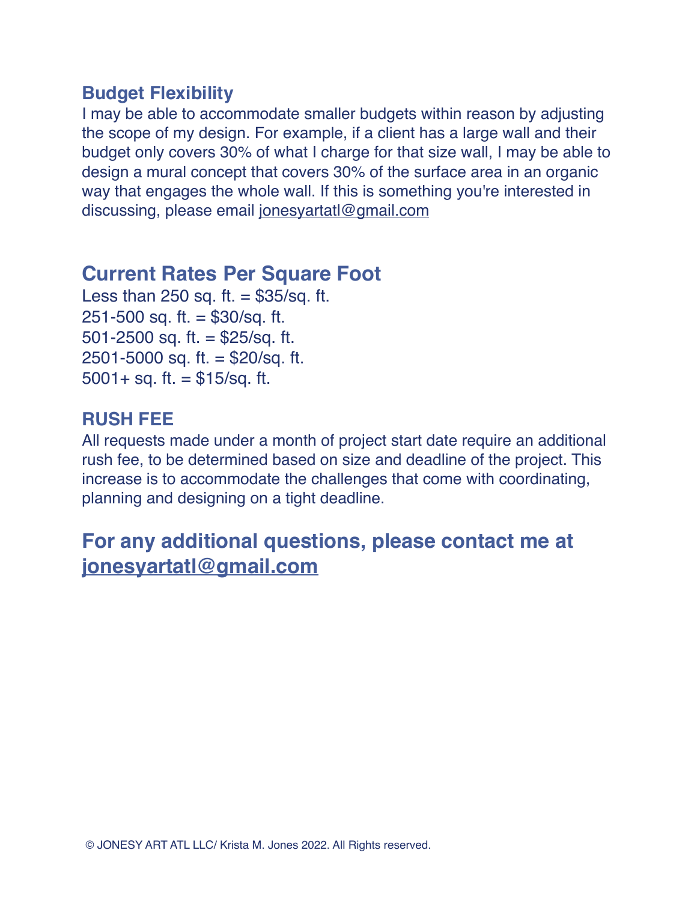## Budget Flexibility

I may be able to accommodate smaller budgets within reason by adjusting the scope of my design. For example, if a client has a large wall and their budget only covers 30% of what I charge for that size wall, I may be able to design a mural concept that covers 30% of the surface area in an organic way that engages the whole wall. If this is something you're interested in discussing, please email jonesyartatl@gmail.com

## Current Rates Per Square Foot

Less than 250 sq. ft. = $35/sq. ft.
251-500 sq. ft. = $30/sq. ft.
501-2500 sq. ft. = $25/sq. ft.
2501-5000 sq. ft. = $20/sq. ft.
5001+ sq. ft. = $15/sq. ft.

## RUSH FEE

All requests made under a month of project start date require an additional rush fee, to be determined based on size and deadline of the project. This increase is to accommodate the challenges that come with coordinating, planning and designing on a tight deadline.

## For any additional questions, please contact me at jonesyartatl@gmail.com

© JONESY ART ATL LLC/ Krista M. Jones 2022. All Rights reserved.